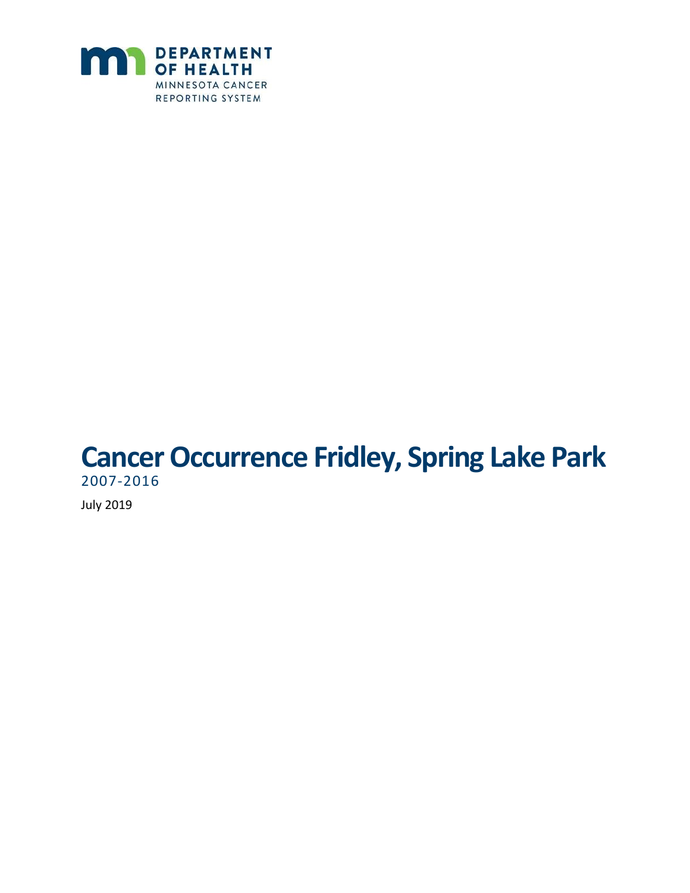DEPARTMENT OF HEALTH
MINNESOTA CANCER REPORTING SYSTEM

# Cancer Occurrence Fridley, Spring Lake Park

2007-2016

July 2019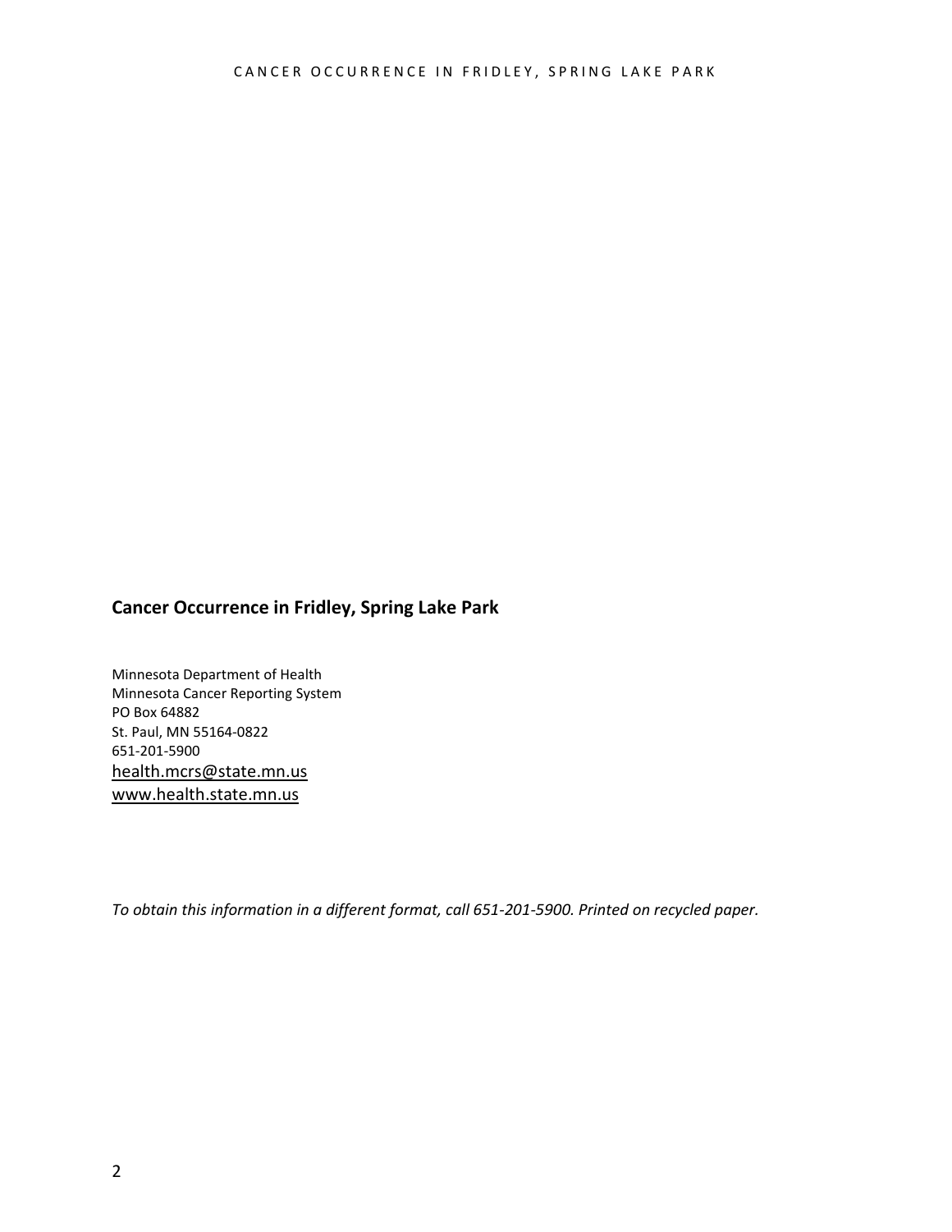**Cancer Occurrence in Fridley, Spring Lake Park**

Minnesota Department of Health
Minnesota Cancer Reporting System
PO Box 64882
St. Paul, MN 55164-0822
651-201-5900
health.mcrs@state.mn.us
www.health.state.mn.us

*To obtain this information in a different format, call 651-201-5900. Printed on recycled paper.*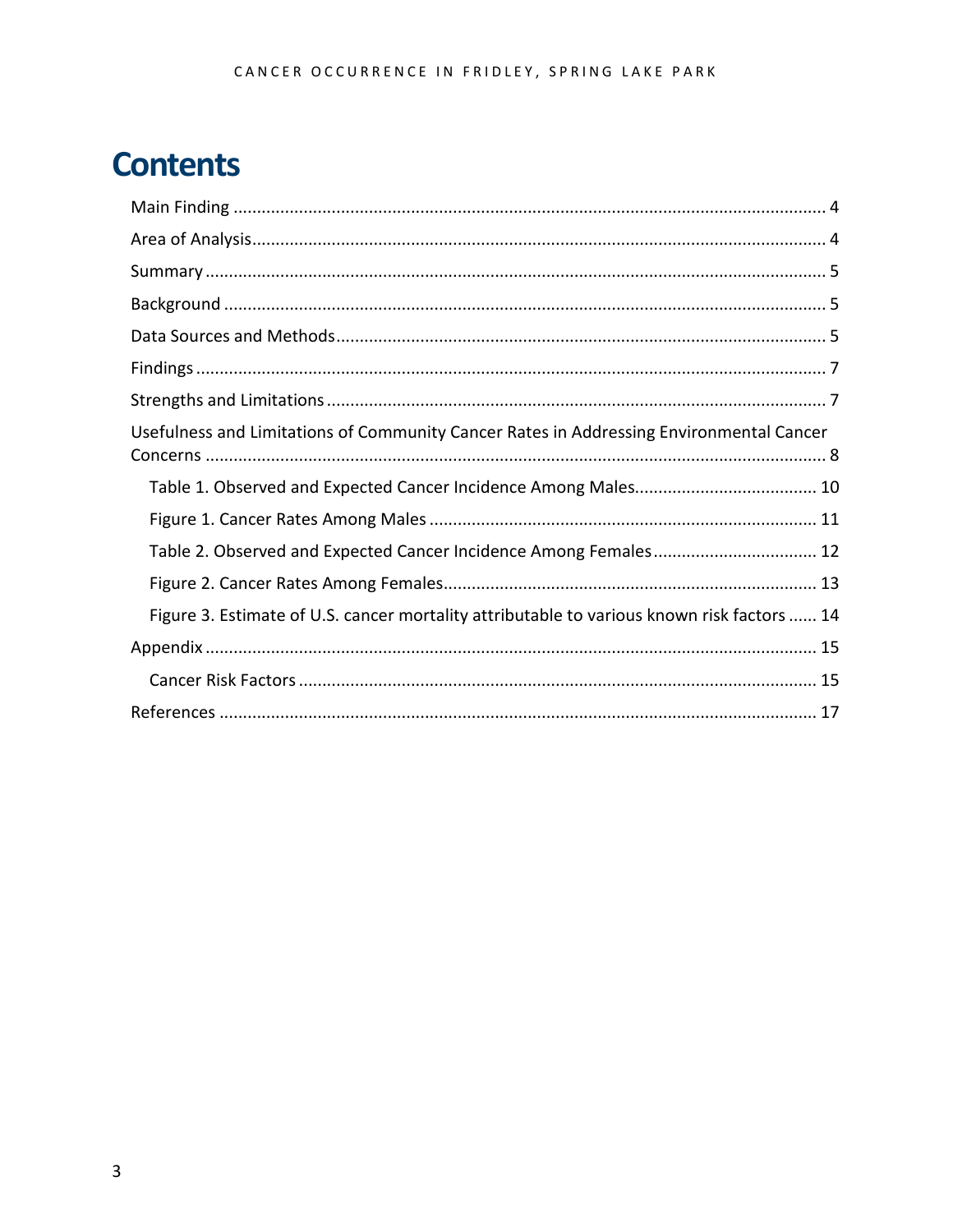# Contents

Main Finding ........................................................................................................................ 4

Area of Analysis..................................................................................................................... 4

Summary ............................................................................................................................... 5

Background ........................................................................................................................... 5

Data Sources and Methods.................................................................................................... 5

Findings ................................................................................................................................. 7

Strengths and Limitations ..................................................................................................... 7

Usefulness and Limitations of Community Cancer Rates in Addressing Environmental Cancer Concerns ............................................................................................................................... 8

- Table 1. Observed and Expected Cancer Incidence Among Males....................................... 10
- Figure 1. Cancer Rates Among Males .................................................................................. 11
- Table 2. Observed and Expected Cancer Incidence Among Females................................... 12
- Figure 2. Cancer Rates Among Females............................................................................... 13
- Figure 3. Estimate of U.S. cancer mortality attributable to various known risk factors ...... 14

Appendix .............................................................................................................................. 15

- Cancer Risk Factors ............................................................................................................ 15

References ........................................................................................................................... 17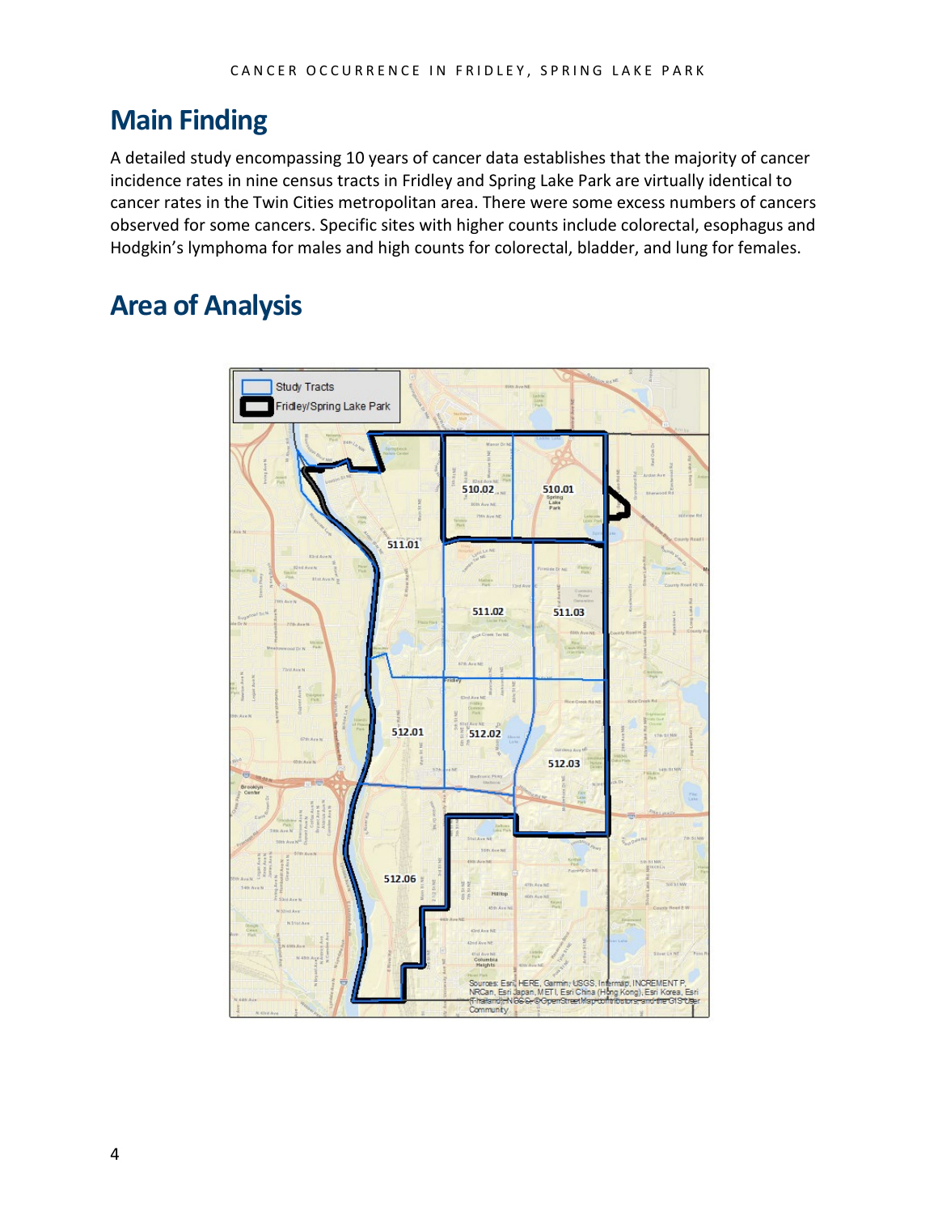## Main Finding

A detailed study encompassing 10 years of cancer data establishes that the majority of cancer incidence rates in nine census tracts in Fridley and Spring Lake Park are virtually identical to cancer rates in the Twin Cities metropolitan area. There were some excess numbers of cancers observed for some cancers. Specific sites with higher counts include colorectal, esophagus and Hodgkin's lymphoma for males and high counts for colorectal, bladder, and lung for females.

## Area of Analysis

Study Tracts
Fridley/Spring Lake Park

510.02
510.01
511.01
511.02
511.03
512.01
512.02
512.03
512.06

Sources: Esri, HERE, Garmin, USGS, Intermap, INCREMENT P, NRCan, Esri Japan, METI, Esri China (Hong Kong), Esri Korea, Esri (Thailand), NGCC, © OpenStreetMap contributors, and the GIS User Community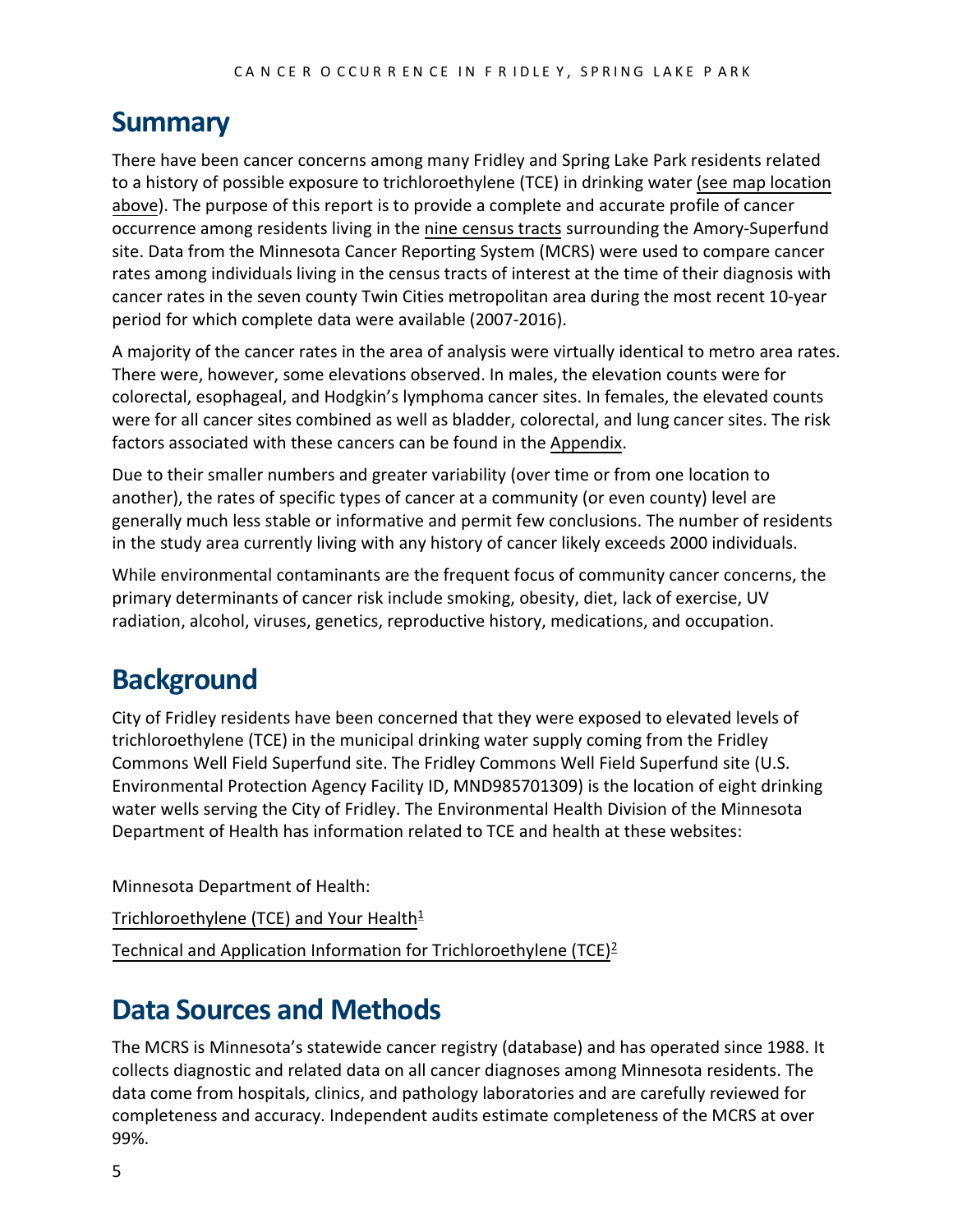## Summary

There have been cancer concerns among many Fridley and Spring Lake Park residents related to a history of possible exposure to trichloroethylene (TCE) in drinking water (see map location above). The purpose of this report is to provide a complete and accurate profile of cancer occurrence among residents living in the nine census tracts surrounding the Amory-Superfund site. Data from the Minnesota Cancer Reporting System (MCRS) were used to compare cancer rates among individuals living in the census tracts of interest at the time of their diagnosis with cancer rates in the seven county Twin Cities metropolitan area during the most recent 10-year period for which complete data were available (2007-2016).

A majority of the cancer rates in the area of analysis were virtually identical to metro area rates. There were, however, some elevations observed. In males, the elevation counts were for colorectal, esophageal, and Hodgkin's lymphoma cancer sites. In females, the elevated counts were for all cancer sites combined as well as bladder, colorectal, and lung cancer sites. The risk factors associated with these cancers can be found in the Appendix.

Due to their smaller numbers and greater variability (over time or from one location to another), the rates of specific types of cancer at a community (or even county) level are generally much less stable or informative and permit few conclusions. The number of residents in the study area currently living with any history of cancer likely exceeds 2000 individuals.

While environmental contaminants are the frequent focus of community cancer concerns, the primary determinants of cancer risk include smoking, obesity, diet, lack of exercise, UV radiation, alcohol, viruses, genetics, reproductive history, medications, and occupation.

## Background

City of Fridley residents have been concerned that they were exposed to elevated levels of trichloroethylene (TCE) in the municipal drinking water supply coming from the Fridley Commons Well Field Superfund site. The Fridley Commons Well Field Superfund site (U.S. Environmental Protection Agency Facility ID, MND985701309) is the location of eight drinking water wells serving the City of Fridley. The Environmental Health Division of the Minnesota Department of Health has information related to TCE and health at these websites:

Minnesota Department of Health:

Trichloroethylene (TCE) and Your Health[1]

Technical and Application Information for Trichloroethylene (TCE)[2]

## Data Sources and Methods

The MCRS is Minnesota's statewide cancer registry (database) and has operated since 1988. It collects diagnostic and related data on all cancer diagnoses among Minnesota residents. The data come from hospitals, clinics, and pathology laboratories and are carefully reviewed for completeness and accuracy. Independent audits estimate completeness of the MCRS at over 99%.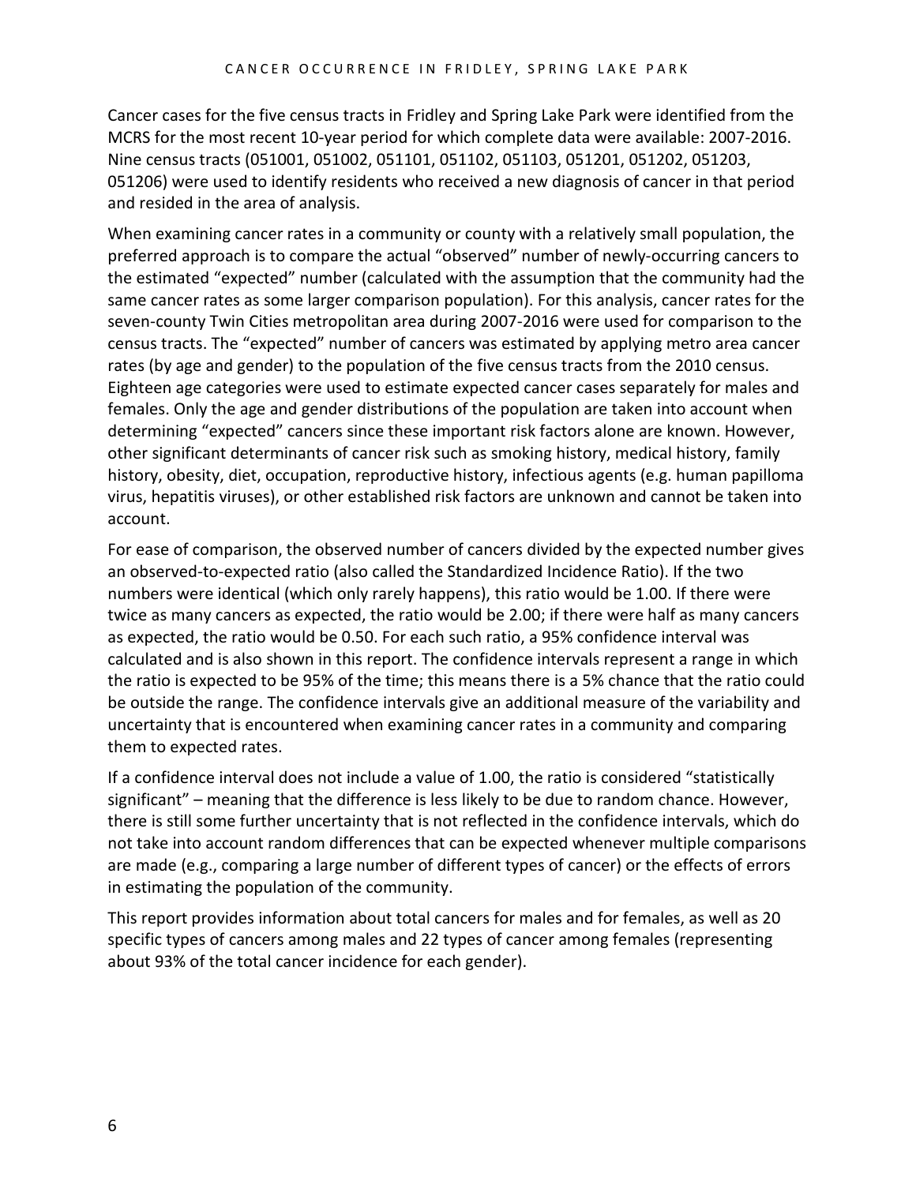Cancer cases for the five census tracts in Fridley and Spring Lake Park were identified from the MCRS for the most recent 10-year period for which complete data were available: 2007-2016. Nine census tracts (051001, 051002, 051101, 051102, 051103, 051201, 051202, 051203, 051206) were used to identify residents who received a new diagnosis of cancer in that period and resided in the area of analysis.

When examining cancer rates in a community or county with a relatively small population, the preferred approach is to compare the actual "observed" number of newly-occurring cancers to the estimated "expected" number (calculated with the assumption that the community had the same cancer rates as some larger comparison population). For this analysis, cancer rates for the seven-county Twin Cities metropolitan area during 2007-2016 were used for comparison to the census tracts. The "expected" number of cancers was estimated by applying metro area cancer rates (by age and gender) to the population of the five census tracts from the 2010 census. Eighteen age categories were used to estimate expected cancer cases separately for males and females. Only the age and gender distributions of the population are taken into account when determining "expected" cancers since these important risk factors alone are known. However, other significant determinants of cancer risk such as smoking history, medical history, family history, obesity, diet, occupation, reproductive history, infectious agents (e.g. human papilloma virus, hepatitis viruses), or other established risk factors are unknown and cannot be taken into account.

For ease of comparison, the observed number of cancers divided by the expected number gives an observed-to-expected ratio (also called the Standardized Incidence Ratio). If the two numbers were identical (which only rarely happens), this ratio would be 1.00. If there were twice as many cancers as expected, the ratio would be 2.00; if there were half as many cancers as expected, the ratio would be 0.50. For each such ratio, a 95% confidence interval was calculated and is also shown in this report. The confidence intervals represent a range in which the ratio is expected to be 95% of the time; this means there is a 5% chance that the ratio could be outside the range. The confidence intervals give an additional measure of the variability and uncertainty that is encountered when examining cancer rates in a community and comparing them to expected rates.

If a confidence interval does not include a value of 1.00, the ratio is considered "statistically significant" – meaning that the difference is less likely to be due to random chance. However, there is still some further uncertainty that is not reflected in the confidence intervals, which do not take into account random differences that can be expected whenever multiple comparisons are made (e.g., comparing a large number of different types of cancer) or the effects of errors in estimating the population of the community.

This report provides information about total cancers for males and for females, as well as 20 specific types of cancers among males and 22 types of cancer among females (representing about 93% of the total cancer incidence for each gender).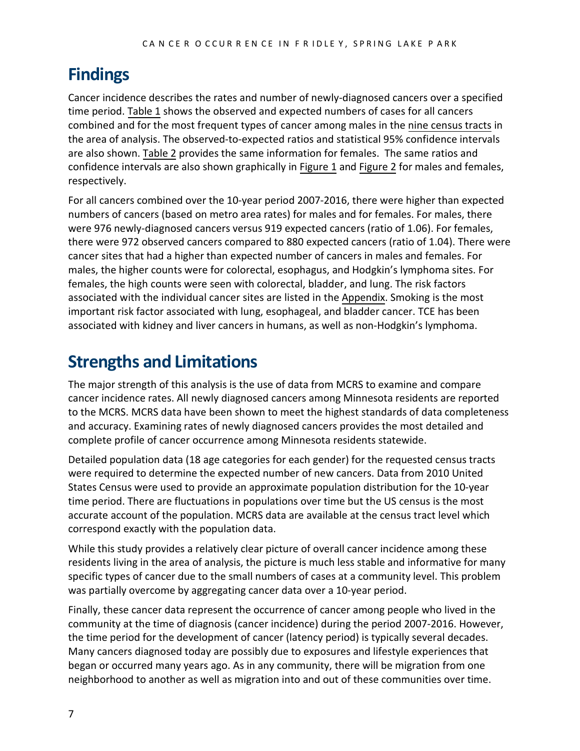## Findings

Cancer incidence describes the rates and number of newly-diagnosed cancers over a specified time period. Table 1 shows the observed and expected numbers of cases for all cancers combined and for the most frequent types of cancer among males in the nine census tracts in the area of analysis. The observed-to-expected ratios and statistical 95% confidence intervals are also shown. Table 2 provides the same information for females. The same ratios and confidence intervals are also shown graphically in Figure 1 and Figure 2 for males and females, respectively.

For all cancers combined over the 10-year period 2007-2016, there were higher than expected numbers of cancers (based on metro area rates) for males and for females. For males, there were 976 newly-diagnosed cancers versus 919 expected cancers (ratio of 1.06). For females, there were 972 observed cancers compared to 880 expected cancers (ratio of 1.04). There were cancer sites that had a higher than expected number of cancers in males and females. For males, the higher counts were for colorectal, esophagus, and Hodgkin's lymphoma sites. For females, the high counts were seen with colorectal, bladder, and lung. The risk factors associated with the individual cancer sites are listed in the Appendix. Smoking is the most important risk factor associated with lung, esophageal, and bladder cancer. TCE has been associated with kidney and liver cancers in humans, as well as non-Hodgkin's lymphoma.

## Strengths and Limitations

The major strength of this analysis is the use of data from MCRS to examine and compare cancer incidence rates. All newly diagnosed cancers among Minnesota residents are reported to the MCRS. MCRS data have been shown to meet the highest standards of data completeness and accuracy. Examining rates of newly diagnosed cancers provides the most detailed and complete profile of cancer occurrence among Minnesota residents statewide.

Detailed population data (18 age categories for each gender) for the requested census tracts were required to determine the expected number of new cancers. Data from 2010 United States Census were used to provide an approximate population distribution for the 10-year time period. There are fluctuations in populations over time but the US census is the most accurate account of the population. MCRS data are available at the census tract level which correspond exactly with the population data.

While this study provides a relatively clear picture of overall cancer incidence among these residents living in the area of analysis, the picture is much less stable and informative for many specific types of cancer due to the small numbers of cases at a community level. This problem was partially overcome by aggregating cancer data over a 10-year period.

Finally, these cancer data represent the occurrence of cancer among people who lived in the community at the time of diagnosis (cancer incidence) during the period 2007-2016. However, the time period for the development of cancer (latency period) is typically several decades. Many cancers diagnosed today are possibly due to exposures and lifestyle experiences that began or occurred many years ago. As in any community, there will be migration from one neighborhood to another as well as migration into and out of these communities over time.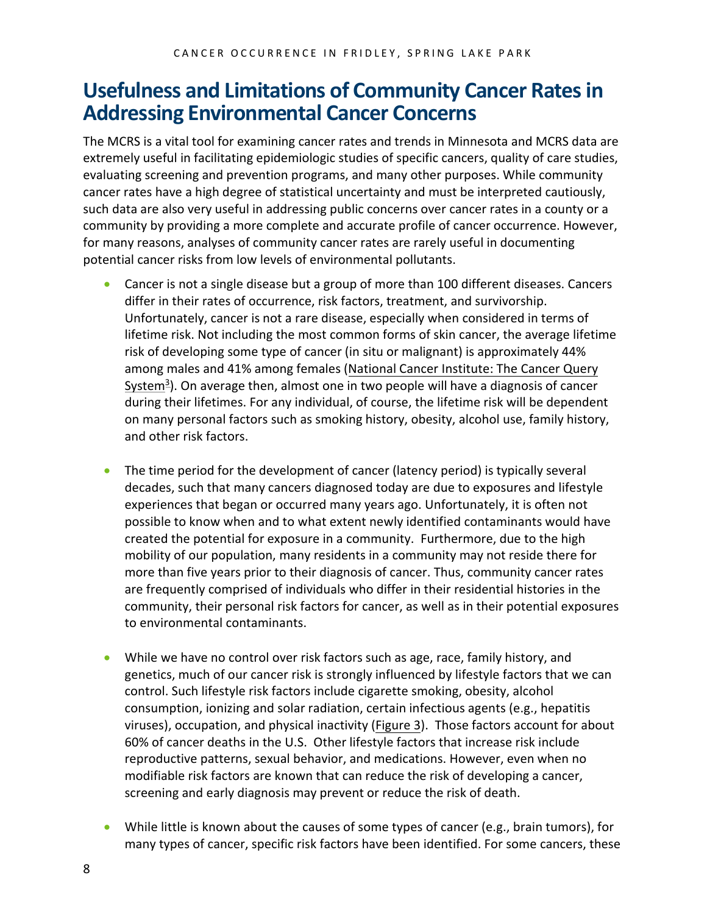## Usefulness and Limitations of Community Cancer Rates in Addressing Environmental Cancer Concerns

The MCRS is a vital tool for examining cancer rates and trends in Minnesota and MCRS data are extremely useful in facilitating epidemiologic studies of specific cancers, quality of care studies, evaluating screening and prevention programs, and many other purposes. While community cancer rates have a high degree of statistical uncertainty and must be interpreted cautiously, such data are also very useful in addressing public concerns over cancer rates in a county or a community by providing a more complete and accurate profile of cancer occurrence. However, for many reasons, analyses of community cancer rates are rarely useful in documenting potential cancer risks from low levels of environmental pollutants.

- Cancer is not a single disease but a group of more than 100 different diseases. Cancers differ in their rates of occurrence, risk factors, treatment, and survivorship. Unfortunately, cancer is not a rare disease, especially when considered in terms of lifetime risk. Not including the most common forms of skin cancer, the average lifetime risk of developing some type of cancer (in situ or malignant) is approximately 44% among males and 41% among females (National Cancer Institute: The Cancer Query System[3]). On average then, almost one in two people will have a diagnosis of cancer during their lifetimes. For any individual, of course, the lifetime risk will be dependent on many personal factors such as smoking history, obesity, alcohol use, family history, and other risk factors.

- The time period for the development of cancer (latency period) is typically several decades, such that many cancers diagnosed today are due to exposures and lifestyle experiences that began or occurred many years ago. Unfortunately, it is often not possible to know when and to what extent newly identified contaminants would have created the potential for exposure in a community. Furthermore, due to the high mobility of our population, many residents in a community may not reside there for more than five years prior to their diagnosis of cancer. Thus, community cancer rates are frequently comprised of individuals who differ in their residential histories in the community, their personal risk factors for cancer, as well as in their potential exposures to environmental contaminants.

- While we have no control over risk factors such as age, race, family history, and genetics, much of our cancer risk is strongly influenced by lifestyle factors that we can control. Such lifestyle risk factors include cigarette smoking, obesity, alcohol consumption, ionizing and solar radiation, certain infectious agents (e.g., hepatitis viruses), occupation, and physical inactivity (Figure 3). Those factors account for about 60% of cancer deaths in the U.S. Other lifestyle factors that increase risk include reproductive patterns, sexual behavior, and medications. However, even when no modifiable risk factors are known that can reduce the risk of developing a cancer, screening and early diagnosis may prevent or reduce the risk of death.

- While little is known about the causes of some types of cancer (e.g., brain tumors), for many types of cancer, specific risk factors have been identified. For some cancers, these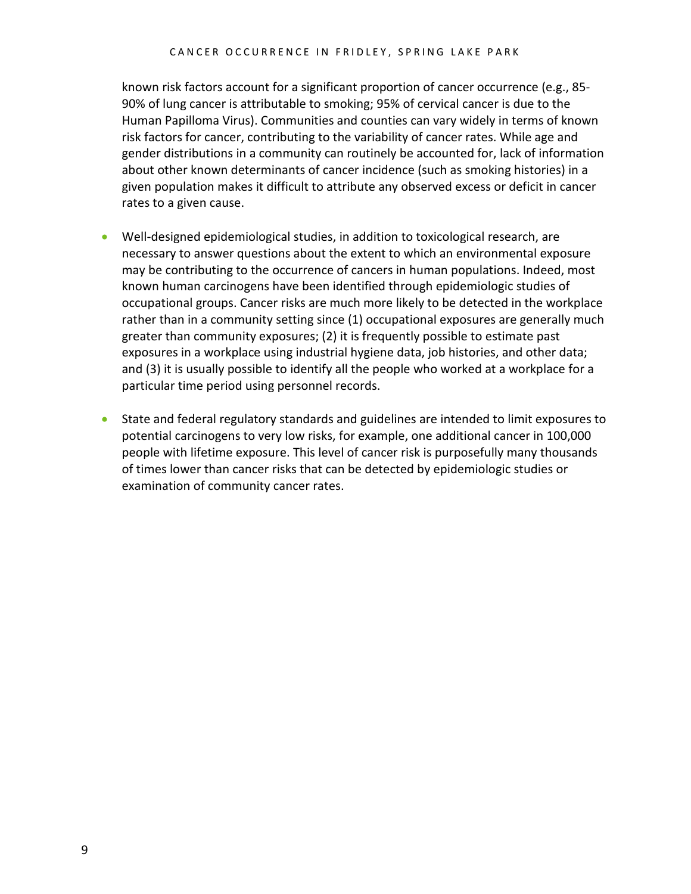known risk factors account for a significant proportion of cancer occurrence (e.g., 85-90% of lung cancer is attributable to smoking; 95% of cervical cancer is due to the Human Papilloma Virus). Communities and counties can vary widely in terms of known risk factors for cancer, contributing to the variability of cancer rates. While age and gender distributions in a community can routinely be accounted for, lack of information about other known determinants of cancer incidence (such as smoking histories) in a given population makes it difficult to attribute any observed excess or deficit in cancer rates to a given cause.

- Well-designed epidemiological studies, in addition to toxicological research, are necessary to answer questions about the extent to which an environmental exposure may be contributing to the occurrence of cancers in human populations. Indeed, most known human carcinogens have been identified through epidemiologic studies of occupational groups. Cancer risks are much more likely to be detected in the workplace rather than in a community setting since (1) occupational exposures are generally much greater than community exposures; (2) it is frequently possible to estimate past exposures in a workplace using industrial hygiene data, job histories, and other data; and (3) it is usually possible to identify all the people who worked at a workplace for a particular time period using personnel records.
- State and federal regulatory standards and guidelines are intended to limit exposures to potential carcinogens to very low risks, for example, one additional cancer in 100,000 people with lifetime exposure. This level of cancer risk is purposefully many thousands of times lower than cancer risks that can be detected by epidemiologic studies or examination of community cancer rates.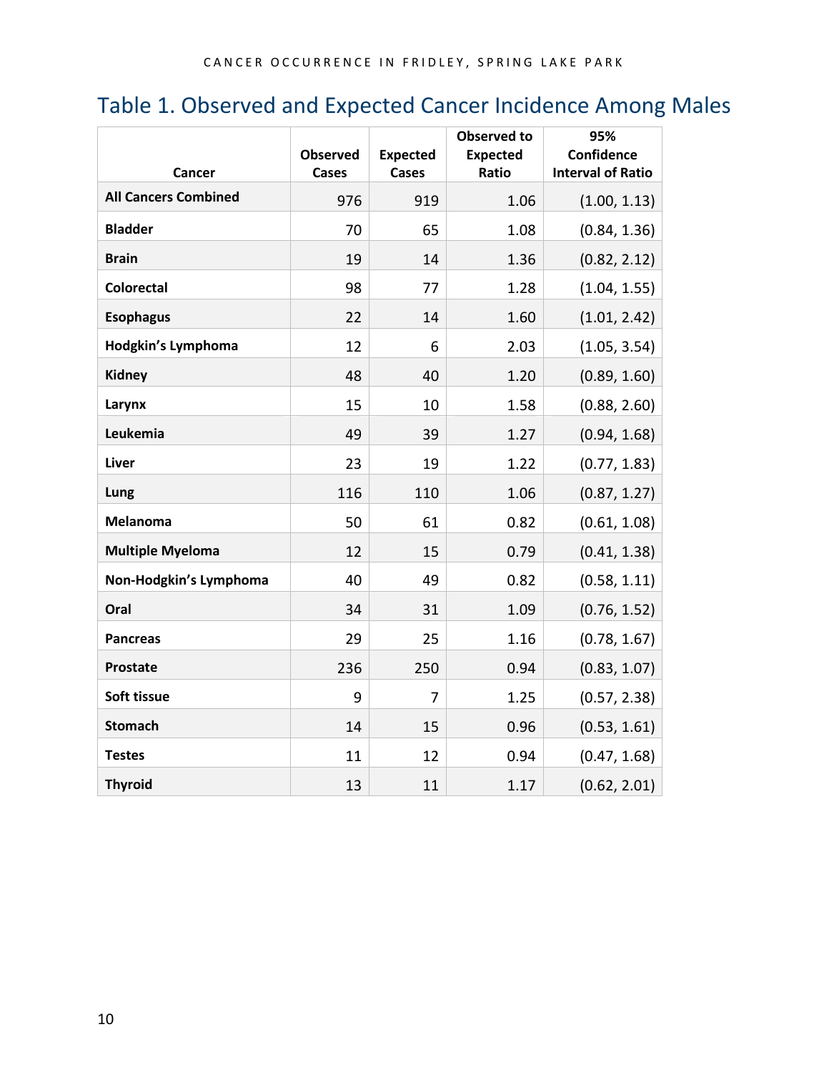## Table 1. Observed and Expected Cancer Incidence Among Males

| Cancer | Observed Cases | Expected Cases | Observed to Expected Ratio | 95% Confidence Interval of Ratio |
|---|---|---|---|---|
| **All Cancers Combined** | 976 | 919 | 1.06 | (1.00, 1.13) |
| **Bladder** | 70 | 65 | 1.08 | (0.84, 1.36) |
| **Brain** | 19 | 14 | 1.36 | (0.82, 2.12) |
| **Colorectal** | 98 | 77 | 1.28 | (1.04, 1.55) |
| **Esophagus** | 22 | 14 | 1.60 | (1.01, 2.42) |
| **Hodgkin's Lymphoma** | 12 | 6 | 2.03 | (1.05, 3.54) |
| **Kidney** | 48 | 40 | 1.20 | (0.89, 1.60) |
| **Larynx** | 15 | 10 | 1.58 | (0.88, 2.60) |
| **Leukemia** | 49 | 39 | 1.27 | (0.94, 1.68) |
| **Liver** | 23 | 19 | 1.22 | (0.77, 1.83) |
| **Lung** | 116 | 110 | 1.06 | (0.87, 1.27) |
| **Melanoma** | 50 | 61 | 0.82 | (0.61, 1.08) |
| **Multiple Myeloma** | 12 | 15 | 0.79 | (0.41, 1.38) |
| **Non-Hodgkin's Lymphoma** | 40 | 49 | 0.82 | (0.58, 1.11) |
| **Oral** | 34 | 31 | 1.09 | (0.76, 1.52) |
| **Pancreas** | 29 | 25 | 1.16 | (0.78, 1.67) |
| **Prostate** | 236 | 250 | 0.94 | (0.83, 1.07) |
| **Soft tissue** | 9 | 7 | 1.25 | (0.57, 2.38) |
| **Stomach** | 14 | 15 | 0.96 | (0.53, 1.61) |
| **Testes** | 11 | 12 | 0.94 | (0.47, 1.68) |
| **Thyroid** | 13 | 11 | 1.17 | (0.62, 2.01) |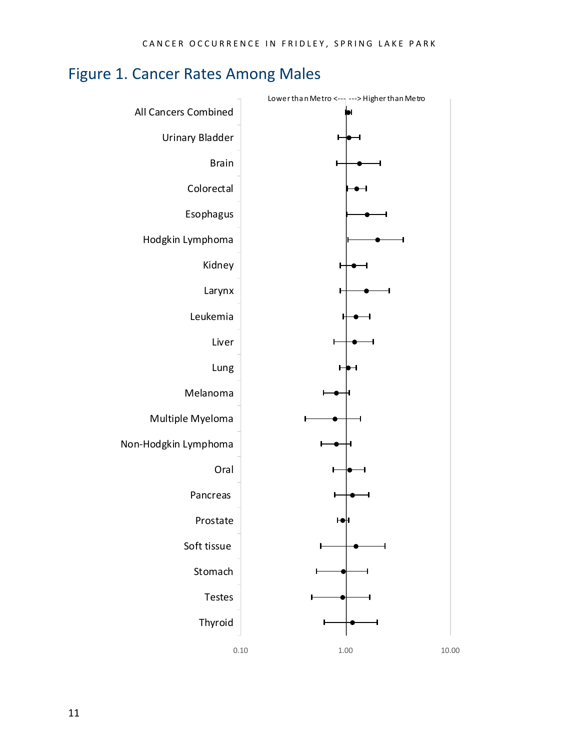# Figure 1. Cancer Rates Among Males

Lower than Metro <--- ---> Higher than Metro

All Cancers Combined

Urinary Bladder

Brain

Colorectal

Esophagus

Hodgkin Lymphoma

Kidney

Larynx

Leukemia

Liver

Lung

Melanoma

Multiple Myeloma

Non-Hodgkin Lymphoma

Oral

Pancreas

Prostate

Soft tissue

Stomach

Testes

Thyroid

0.10 1.00 10.00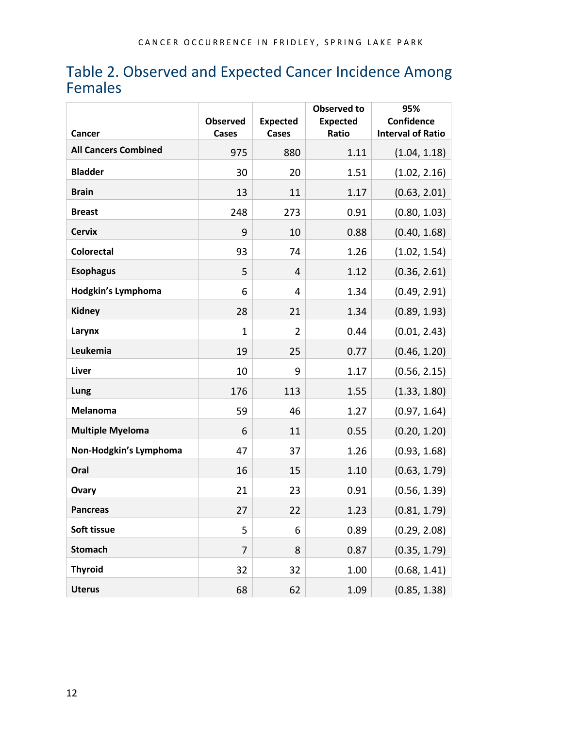## Table 2. Observed and Expected Cancer Incidence Among Females

| Cancer | Observed Cases | Expected Cases | Observed to Expected Ratio | 95% Confidence Interval of Ratio |
|---|---|---|---|---|
| **All Cancers Combined** | 975 | 880 | 1.11 | (1.04, 1.18) |
| **Bladder** | 30 | 20 | 1.51 | (1.02, 2.16) |
| **Brain** | 13 | 11 | 1.17 | (0.63, 2.01) |
| **Breast** | 248 | 273 | 0.91 | (0.80, 1.03) |
| **Cervix** | 9 | 10 | 0.88 | (0.40, 1.68) |
| **Colorectal** | 93 | 74 | 1.26 | (1.02, 1.54) |
| **Esophagus** | 5 | 4 | 1.12 | (0.36, 2.61) |
| **Hodgkin's Lymphoma** | 6 | 4 | 1.34 | (0.49, 2.91) |
| **Kidney** | 28 | 21 | 1.34 | (0.89, 1.93) |
| **Larynx** | 1 | 2 | 0.44 | (0.01, 2.43) |
| **Leukemia** | 19 | 25 | 0.77 | (0.46, 1.20) |
| **Liver** | 10 | 9 | 1.17 | (0.56, 2.15) |
| **Lung** | 176 | 113 | 1.55 | (1.33, 1.80) |
| **Melanoma** | 59 | 46 | 1.27 | (0.97, 1.64) |
| **Multiple Myeloma** | 6 | 11 | 0.55 | (0.20, 1.20) |
| **Non-Hodgkin's Lymphoma** | 47 | 37 | 1.26 | (0.93, 1.68) |
| **Oral** | 16 | 15 | 1.10 | (0.63, 1.79) |
| **Ovary** | 21 | 23 | 0.91 | (0.56, 1.39) |
| **Pancreas** | 27 | 22 | 1.23 | (0.81, 1.79) |
| **Soft tissue** | 5 | 6 | 0.89 | (0.29, 2.08) |
| **Stomach** | 7 | 8 | 0.87 | (0.35, 1.79) |
| **Thyroid** | 32 | 32 | 1.00 | (0.68, 1.41) |
| **Uterus** | 68 | 62 | 1.09 | (0.85, 1.38) |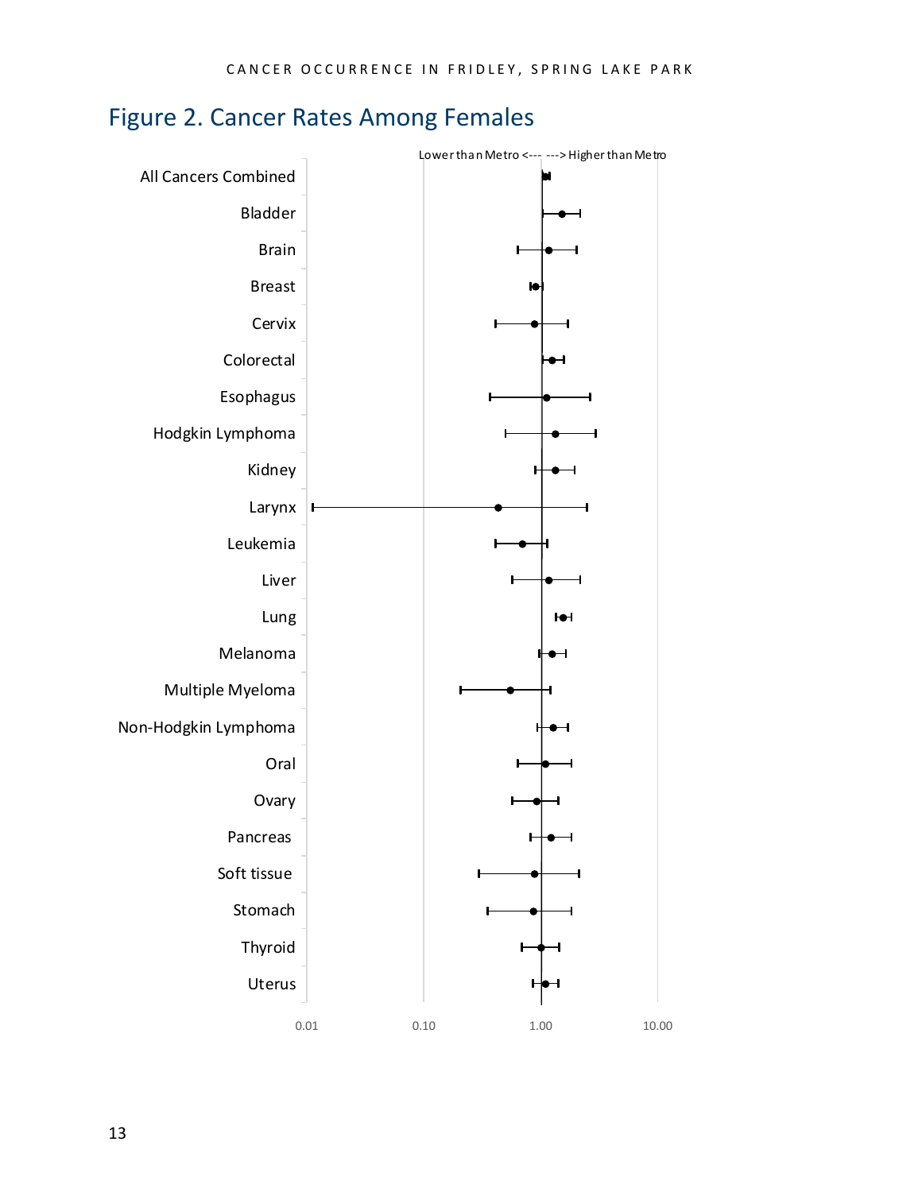## Figure 2. Cancer Rates Among Females

Lower than Metro <--- ---> Higher than Metro

All Cancers Combined
Bladder
Brain
Breast
Cervix
Colorectal
Esophagus
Hodgkin Lymphoma
Kidney
Larynx
Leukemia
Liver
Lung
Melanoma
Multiple Myeloma
Non-Hodgkin Lymphoma
Oral
Ovary
Pancreas
Soft tissue
Stomach
Thyroid
Uterus

0.01 0.10 1.00 10.00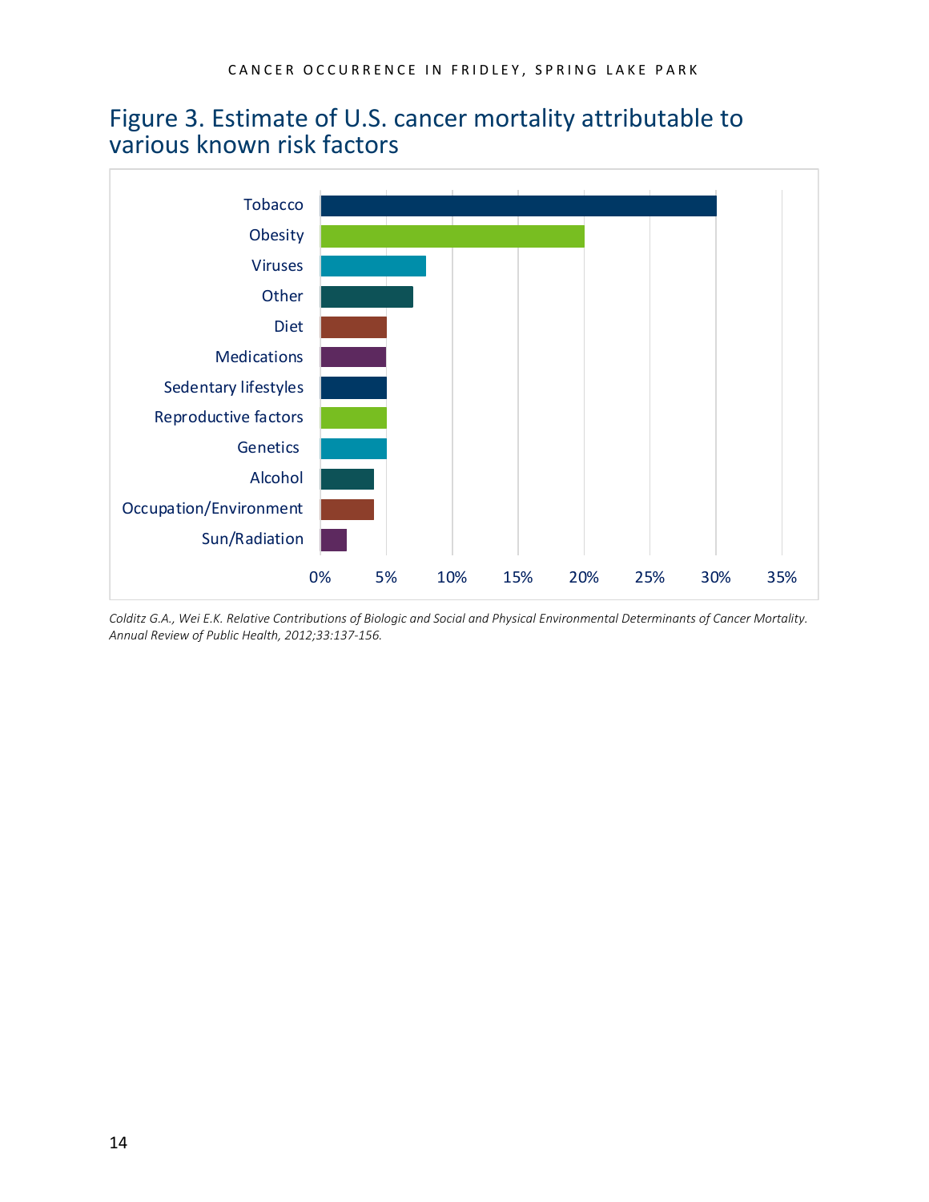## Figure 3. Estimate of U.S. cancer mortality attributable to various known risk factors

Tobacco
Obesity
Viruses
Other
Diet
Medications
Sedentary lifestyles
Reproductive factors
Genetics
Alcohol
Occupation/Environment
Sun/Radiation

0% 5% 10% 15% 20% 25% 30% 35%

*Colditz G.A., Wei E.K. Relative Contributions of Biologic and Social and Physical Environmental Determinants of Cancer Mortality. Annual Review of Public Health, 2012;33:137-156.*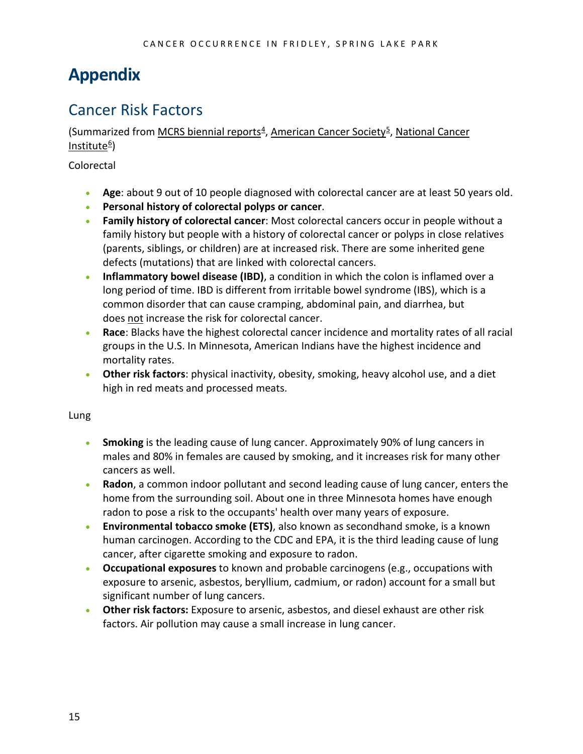# Appendix

## Cancer Risk Factors

(Summarized from MCRS biennial reports[4], American Cancer Society[5], National Cancer Institute[6])

Colorectal

- **Age**: about 9 out of 10 people diagnosed with colorectal cancer are at least 50 years old.
- **Personal history of colorectal polyps or cancer**.
- **Family history of colorectal cancer**: Most colorectal cancers occur in people without a family history but people with a history of colorectal cancer or polyps in close relatives (parents, siblings, or children) are at increased risk. There are some inherited gene defects (mutations) that are linked with colorectal cancers.
- **Inflammatory bowel disease (IBD)**, a condition in which the colon is inflamed over a long period of time. IBD is different from irritable bowel syndrome (IBS), which is a common disorder that can cause cramping, abdominal pain, and diarrhea, but does not increase the risk for colorectal cancer.
- **Race**: Blacks have the highest colorectal cancer incidence and mortality rates of all racial groups in the U.S. In Minnesota, American Indians have the highest incidence and mortality rates.
- **Other risk factors**: physical inactivity, obesity, smoking, heavy alcohol use, and a diet high in red meats and processed meats.

Lung

- **Smoking** is the leading cause of lung cancer. Approximately 90% of lung cancers in males and 80% in females are caused by smoking, and it increases risk for many other cancers as well.
- **Radon**, a common indoor pollutant and second leading cause of lung cancer, enters the home from the surrounding soil. About one in three Minnesota homes have enough radon to pose a risk to the occupants' health over many years of exposure.
- **Environmental tobacco smoke (ETS)**, also known as secondhand smoke, is a known human carcinogen. According to the CDC and EPA, it is the third leading cause of lung cancer, after cigarette smoking and exposure to radon.
- **Occupational exposures** to known and probable carcinogens (e.g., occupations with exposure to arsenic, asbestos, beryllium, cadmium, or radon) account for a small but significant number of lung cancers.
- **Other risk factors:** Exposure to arsenic, asbestos, and diesel exhaust are other risk factors. Air pollution may cause a small increase in lung cancer.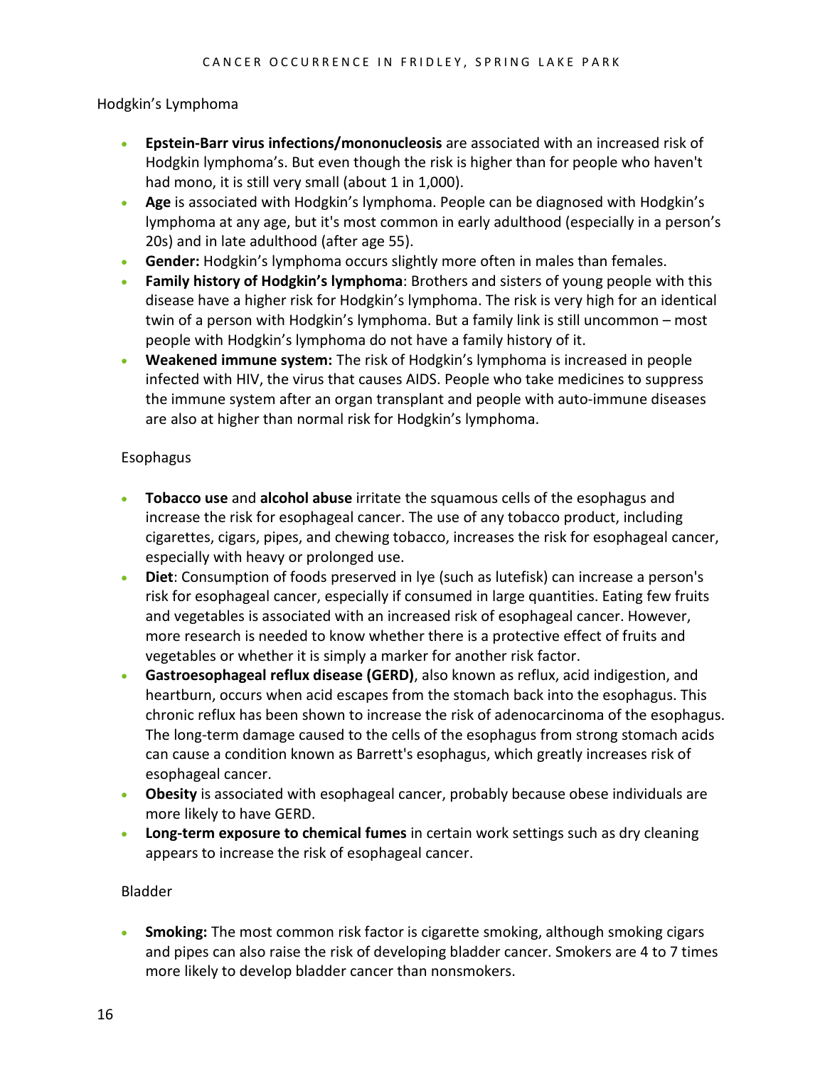### Hodgkin's Lymphoma

- **Epstein-Barr virus infections/mononucleosis** are associated with an increased risk of Hodgkin lymphoma's. But even though the risk is higher than for people who haven't had mono, it is still very small (about 1 in 1,000).
- **Age** is associated with Hodgkin's lymphoma. People can be diagnosed with Hodgkin's lymphoma at any age, but it's most common in early adulthood (especially in a person's 20s) and in late adulthood (after age 55).
- **Gender:** Hodgkin's lymphoma occurs slightly more often in males than females.
- **Family history of Hodgkin's lymphoma**: Brothers and sisters of young people with this disease have a higher risk for Hodgkin's lymphoma. The risk is very high for an identical twin of a person with Hodgkin's lymphoma. But a family link is still uncommon – most people with Hodgkin's lymphoma do not have a family history of it.
- **Weakened immune system:** The risk of Hodgkin's lymphoma is increased in people infected with HIV, the virus that causes AIDS. People who take medicines to suppress the immune system after an organ transplant and people with auto-immune diseases are also at higher than normal risk for Hodgkin's lymphoma.

### Esophagus

- **Tobacco use** and **alcohol abuse** irritate the squamous cells of the esophagus and increase the risk for esophageal cancer. The use of any tobacco product, including cigarettes, cigars, pipes, and chewing tobacco, increases the risk for esophageal cancer, especially with heavy or prolonged use.
- **Diet**: Consumption of foods preserved in lye (such as lutefisk) can increase a person's risk for esophageal cancer, especially if consumed in large quantities. Eating few fruits and vegetables is associated with an increased risk of esophageal cancer. However, more research is needed to know whether there is a protective effect of fruits and vegetables or whether it is simply a marker for another risk factor.
- **Gastroesophageal reflux disease (GERD)**, also known as reflux, acid indigestion, and heartburn, occurs when acid escapes from the stomach back into the esophagus. This chronic reflux has been shown to increase the risk of adenocarcinoma of the esophagus. The long-term damage caused to the cells of the esophagus from strong stomach acids can cause a condition known as Barrett's esophagus, which greatly increases risk of esophageal cancer.
- **Obesity** is associated with esophageal cancer, probably because obese individuals are more likely to have GERD.
- **Long-term exposure to chemical fumes** in certain work settings such as dry cleaning appears to increase the risk of esophageal cancer.

### Bladder

- **Smoking:** The most common risk factor is cigarette smoking, although smoking cigars and pipes can also raise the risk of developing bladder cancer. Smokers are 4 to 7 times more likely to develop bladder cancer than nonsmokers.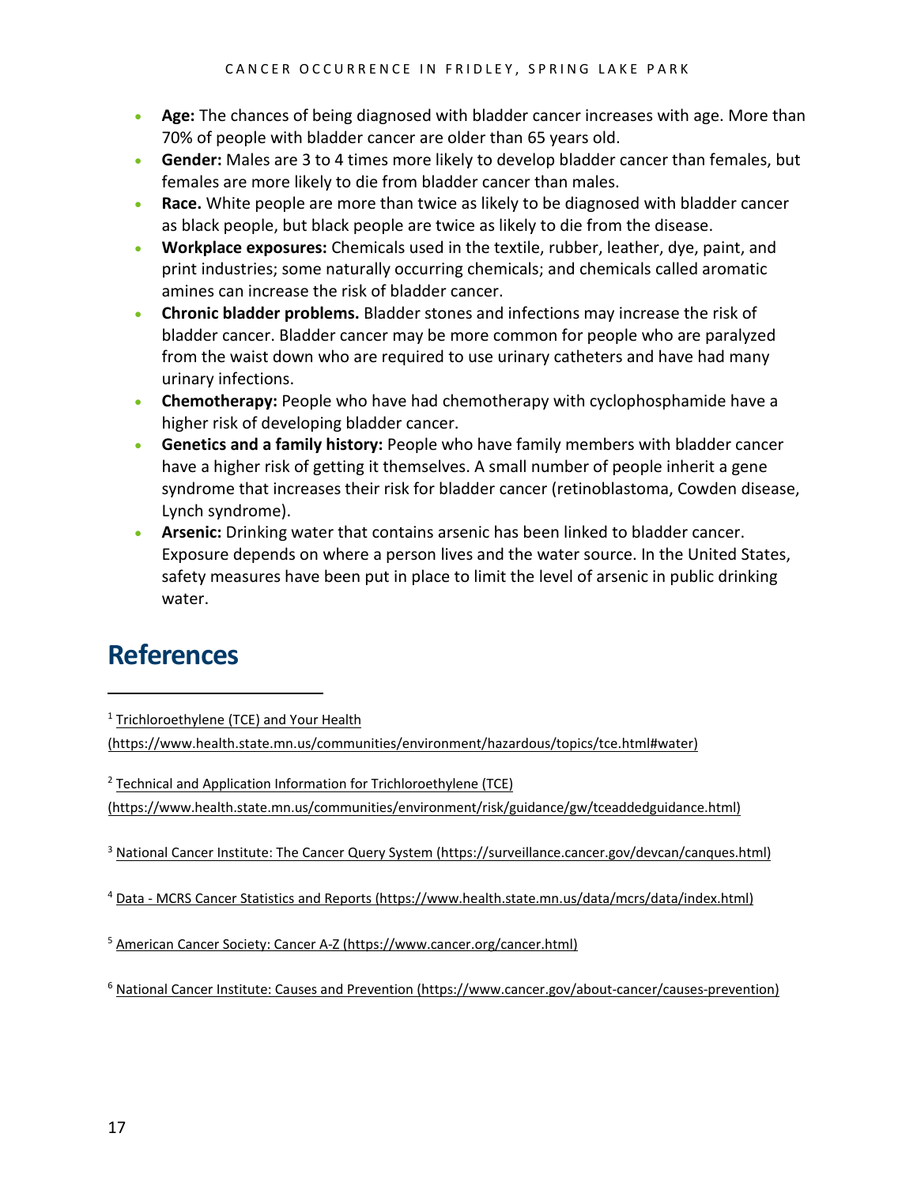- **Age:** The chances of being diagnosed with bladder cancer increases with age. More than 70% of people with bladder cancer are older than 65 years old.
- **Gender:** Males are 3 to 4 times more likely to develop bladder cancer than females, but females are more likely to die from bladder cancer than males.
- **Race.** White people are more than twice as likely to be diagnosed with bladder cancer as black people, but black people are twice as likely to die from the disease.
- **Workplace exposures:** Chemicals used in the textile, rubber, leather, dye, paint, and print industries; some naturally occurring chemicals; and chemicals called aromatic amines can increase the risk of bladder cancer.
- **Chronic bladder problems.** Bladder stones and infections may increase the risk of bladder cancer. Bladder cancer may be more common for people who are paralyzed from the waist down who are required to use urinary catheters and have had many urinary infections.
- **Chemotherapy:** People who have had chemotherapy with cyclophosphamide have a higher risk of developing bladder cancer.
- **Genetics and a family history:** People who have family members with bladder cancer have a higher risk of getting it themselves. A small number of people inherit a gene syndrome that increases their risk for bladder cancer (retinoblastoma, Cowden disease, Lynch syndrome).
- **Arsenic:** Drinking water that contains arsenic has been linked to bladder cancer. Exposure depends on where a person lives and the water source. In the United States, safety measures have been put in place to limit the level of arsenic in public drinking water.

# References

[1] Trichloroethylene (TCE) and Your Health (https://www.health.state.mn.us/communities/environment/hazardous/topics/tce.html#water)

[2] Technical and Application Information for Trichloroethylene (TCE) (https://www.health.state.mn.us/communities/environment/risk/guidance/gw/tceaddedguidance.html)

[3] National Cancer Institute: The Cancer Query System (https://surveillance.cancer.gov/devcan/canques.html)

[4] Data - MCRS Cancer Statistics and Reports (https://www.health.state.mn.us/data/mcrs/data/index.html)

[5] American Cancer Society: Cancer A-Z (https://www.cancer.org/cancer.html)

[6] National Cancer Institute: Causes and Prevention (https://www.cancer.gov/about-cancer/causes-prevention)